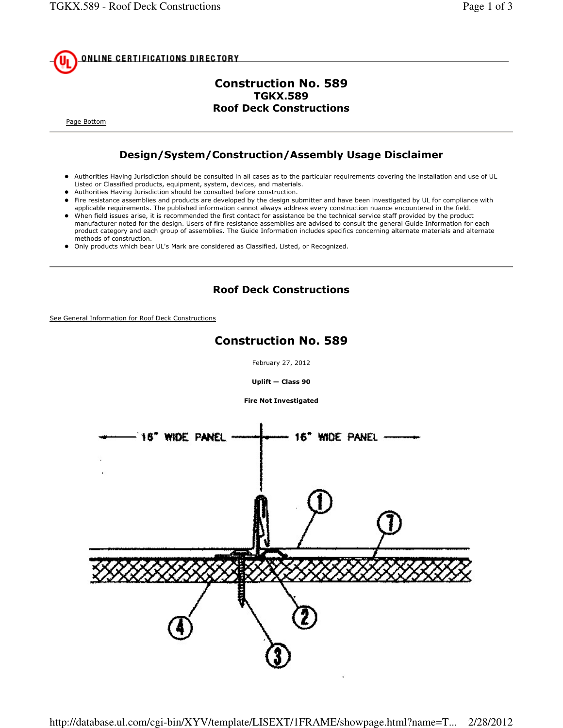ONLINE CERTIFICATIONS DIRECTORY

# Construction No. 589
## TGKX.589
## Roof Deck Constructions

Page Bottom

## Design/System/Construction/Assembly Usage Disclaimer

- Authorities Having Jurisdiction should be consulted in all cases as to the particular requirements covering the installation and use of UL Listed or Classified products, equipment, system, devices, and materials.
- Authorities Having Jurisdiction should be consulted before construction.
- Fire resistance assemblies and products are developed by the design submitter and have been investigated by UL for compliance with applicable requirements. The published information cannot always address every construction nuance encountered in the field.
- When field issues arise, it is recommended the first contact for assistance be the technical service staff provided by the product manufacturer noted for the design. Users of fire resistance assemblies are advised to consult the general Guide Information for each product category and each group of assemblies. The Guide Information includes specifics concerning alternate materials and alternate methods of construction.
- Only products which bear UL's Mark are considered as Classified, Listed, or Recognized.

## Roof Deck Constructions

See General Information for Roof Deck Constructions

## Construction No. 589

February 27, 2012

**Uplift — Class 90**

**Fire Not Investigated**

16" WIDE PANEL — 16" WIDE PANEL

1 7 4 2 3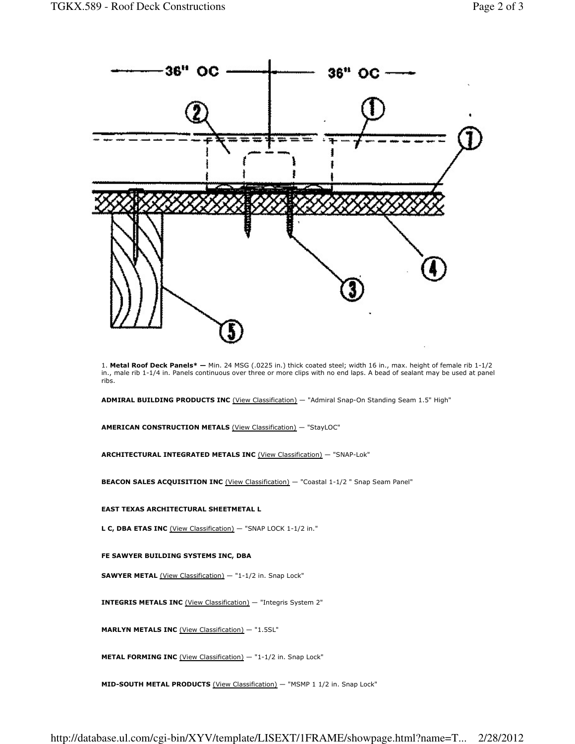1. **Metal Roof Deck Panels\* —** Min. 24 MSG (.0225 in.) thick coated steel; width 16 in., max. height of female rib 1-1/2 in., male rib 1-1/4 in. Panels continuous over three or more clips with no end laps. A bead of sealant may be used at panel ribs.

**ADMIRAL BUILDING PRODUCTS INC** (View Classification) — "Admiral Snap-On Standing Seam 1.5" High"

**AMERICAN CONSTRUCTION METALS** (View Classification) — "StayLOC"

**ARCHITECTURAL INTEGRATED METALS INC** (View Classification) — "SNAP-Lok"

**BEACON SALES ACQUISITION INC** (View Classification) — "Coastal 1-1/2 " Snap Seam Panel"

**EAST TEXAS ARCHITECTURAL SHEETMETAL L**

**L C, DBA ETAS INC** (View Classification) — "SNAP LOCK 1-1/2 in."

**FE SAWYER BUILDING SYSTEMS INC, DBA**

**SAWYER METAL** (View Classification) — "1-1/2 in. Snap Lock"

**INTEGRIS METALS INC** (View Classification) — "Integris System 2"

**MARLYN METALS INC** (View Classification) — "1.5SL"

**METAL FORMING INC** (View Classification) — "1-1/2 in. Snap Lock"

**MID-SOUTH METAL PRODUCTS** (View Classification) — "MSMP 1 1/2 in. Snap Lock"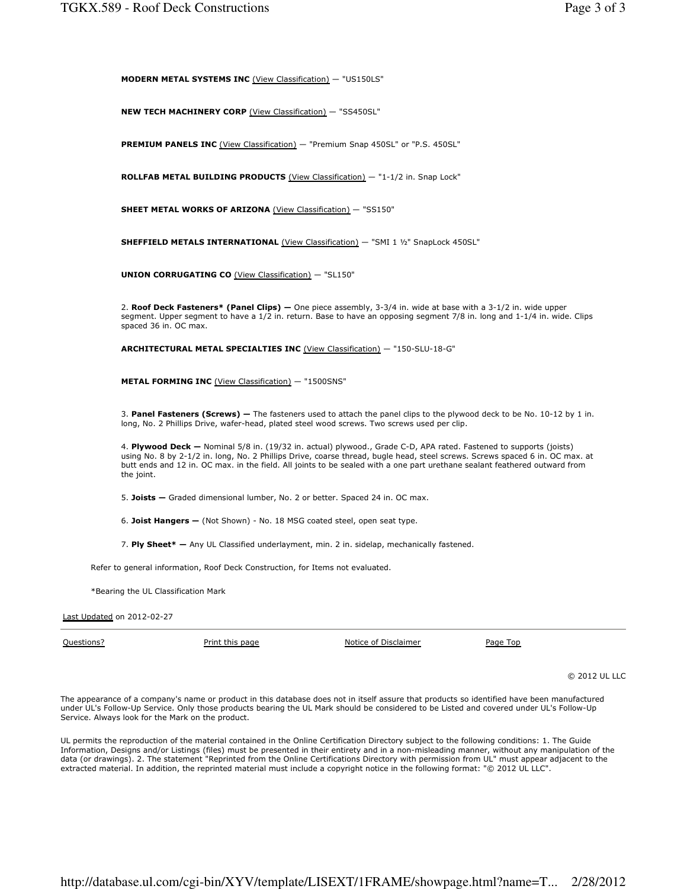**MODERN METAL SYSTEMS INC** (View Classification) — "US150LS"

**NEW TECH MACHINERY CORP** (View Classification) — "SS450SL"

**PREMIUM PANELS INC** (View Classification) — "Premium Snap 450SL" or "P.S. 450SL"

**ROLLFAB METAL BUILDING PRODUCTS** (View Classification) — "1-1/2 in. Snap Lock"

**SHEET METAL WORKS OF ARIZONA** (View Classification) — "SS150"

**SHEFFIELD METALS INTERNATIONAL** (View Classification) — "SMI 1 ½" SnapLock 450SL"

**UNION CORRUGATING CO** (View Classification) — "SL150"

2. **Roof Deck Fasteners* (Panel Clips) —** One piece assembly, 3-3/4 in. wide at base with a 3-1/2 in. wide upper segment. Upper segment to have a 1/2 in. return. Base to have an opposing segment 7/8 in. long and 1-1/4 in. wide. Clips spaced 36 in. OC max.

**ARCHITECTURAL METAL SPECIALTIES INC** (View Classification) — "150-SLU-18-G"

**METAL FORMING INC** (View Classification) — "1500SNS"

3. **Panel Fasteners (Screws) —** The fasteners used to attach the panel clips to the plywood deck to be No. 10-12 by 1 in. long, No. 2 Phillips Drive, wafer-head, plated steel wood screws. Two screws used per clip.

4. **Plywood Deck —** Nominal 5/8 in. (19/32 in. actual) plywood., Grade C-D, APA rated. Fastened to supports (joists) using No. 8 by 2-1/2 in. long, No. 2 Phillips Drive, coarse thread, bugle head, steel screws. Screws spaced 6 in. OC max. at butt ends and 12 in. OC max. in the field. All joints to be sealed with a one part urethane sealant feathered outward from the joint.

5. **Joists —** Graded dimensional lumber, No. 2 or better. Spaced 24 in. OC max.

6. **Joist Hangers —** (Not Shown) - No. 18 MSG coated steel, open seat type.

7. **Ply Sheet* —** Any UL Classified underlayment, min. 2 in. sidelap, mechanically fastened.

Refer to general information, Roof Deck Construction, for Items not evaluated.

*Bearing the UL Classification Mark

Last Updated on 2012-02-27

Questions? | Print this page | Notice of Disclaimer | Page Top

© 2012 UL LLC

The appearance of a company's name or product in this database does not in itself assure that products so identified have been manufactured under UL's Follow-Up Service. Only those products bearing the UL Mark should be considered to be Listed and covered under UL's Follow-Up Service. Always look for the Mark on the product.

UL permits the reproduction of the material contained in the Online Certification Directory subject to the following conditions: 1. The Guide Information, Designs and/or Listings (files) must be presented in their entirety and in a non-misleading manner, without any manipulation of the data (or drawings). 2. The statement "Reprinted from the Online Certifications Directory with permission from UL" must appear adjacent to the extracted material. In addition, the reprinted material must include a copyright notice in the following format: "© 2012 UL LLC".